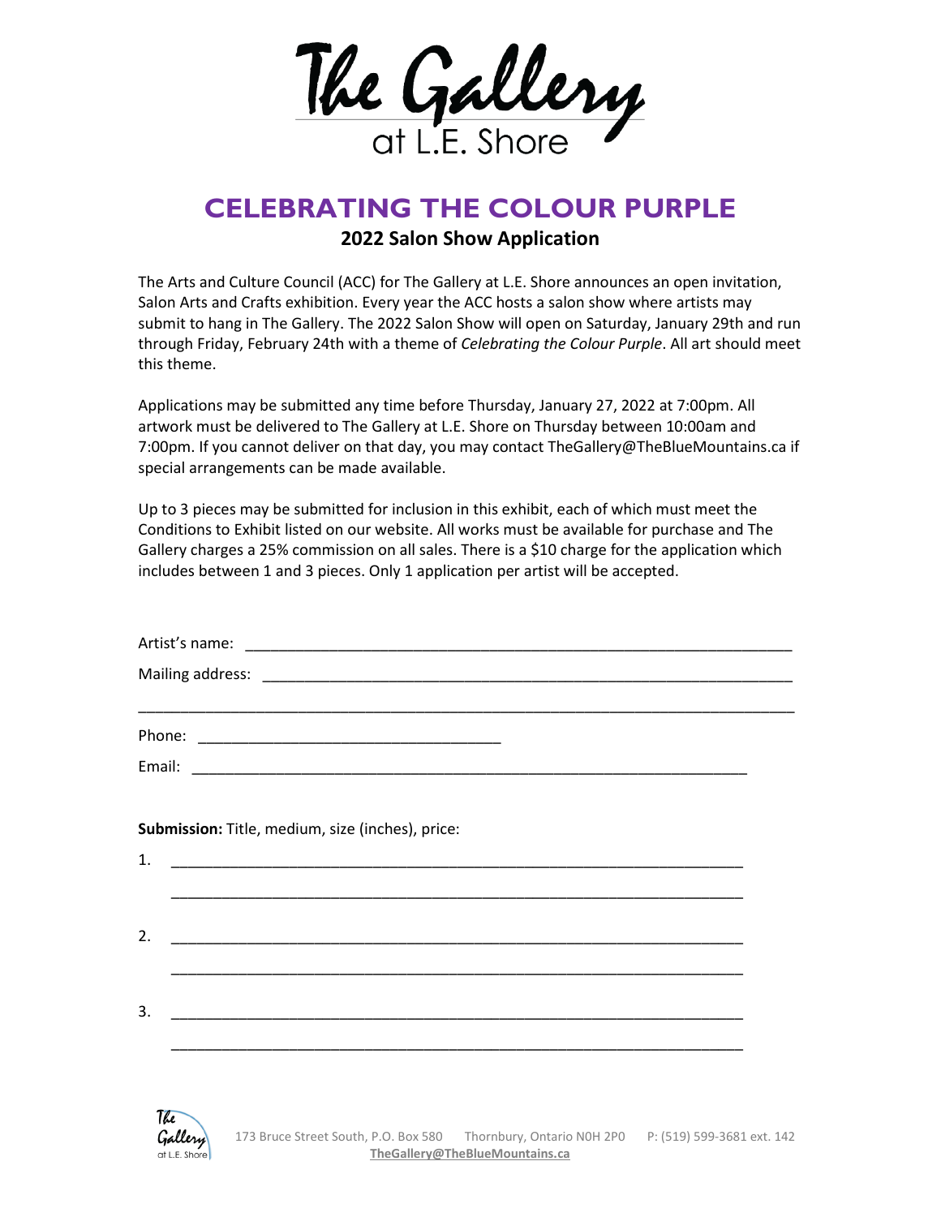# The Gallery at L.E. Shore

## CELEBRATING THE COLOUR PURPLE

### 2022 Salon Show Application

The Arts and Culture Council (ACC) for The Gallery at L.E. Shore announces an open invitation, Salon Arts and Crafts exhibition. Every year the ACC hosts a salon show where artists may submit to hang in The Gallery. The 2022 Salon Show will open on Saturday, January 29th and run through Friday, February 24th with a theme of *Celebrating the Colour Purple*. All art should meet this theme.

Applications may be submitted any time before Thursday, January 27, 2022 at 7:00pm. All artwork must be delivered to The Gallery at L.E. Shore on Thursday between 10:00am and 7:00pm. If you cannot deliver on that day, you may contact TheGallery@TheBlueMountains.ca if special arrangements can be made available.

Up to 3 pieces may be submitted for inclusion in this exhibit, each of which must meet the Conditions to Exhibit listed on our website. All works must be available for purchase and The Gallery charges a 25% commission on all sales. There is a $10 charge for the application which includes between 1 and 3 pieces. Only 1 application per artist will be accepted.

Artist's name: ______________________________________________

Mailing address: ____________________________________________

_____________________________________________________________

Phone: ______________________________

Email: ______________________________________________

**Submission:** Title, medium, size (inches), price:

1. ______________________________________________

   ______________________________________________

2. ______________________________________________

   ______________________________________________

3. ______________________________________________

   ______________________________________________

173 Bruce Street South, P.O. Box 580 Thornbury, Ontario N0H 2P0 P: (519) 599-3681 ext. 142
**TheGallery@TheBlueMountains.ca**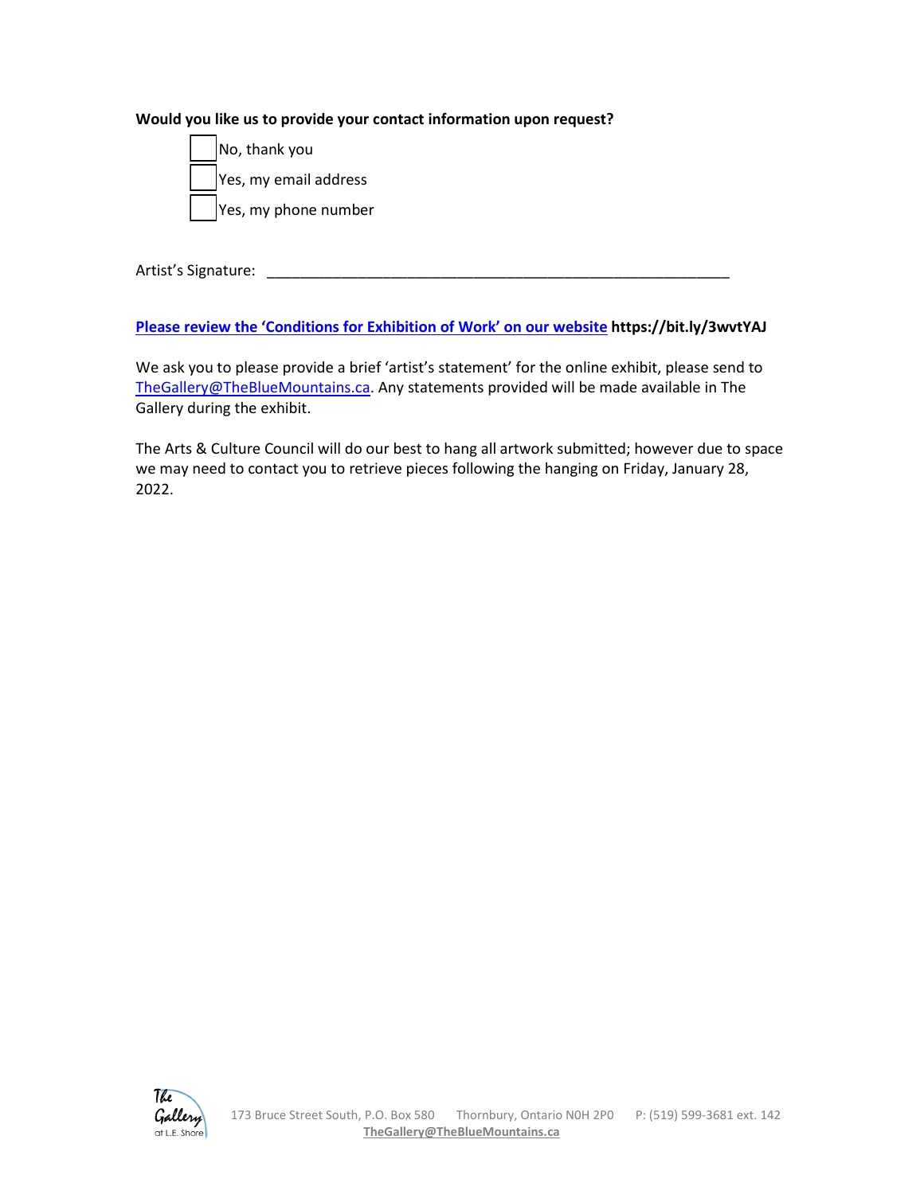**Would you like us to provide your contact information upon request?**

- [ ] No, thank you
- [ ] Yes, my email address
- [ ] Yes, my phone number

Artist's Signature: ___________________________________________________________

**Please review the 'Conditions for Exhibition of Work' on our website https://bit.ly/3wvtYAJ**

We ask you to please provide a brief 'artist's statement' for the online exhibit, please send to TheGallery@TheBlueMountains.ca. Any statements provided will be made available in The Gallery during the exhibit.

The Arts & Culture Council will do our best to hang all artwork submitted; however due to space we may need to contact you to retrieve pieces following the hanging on Friday, January 28, 2022.